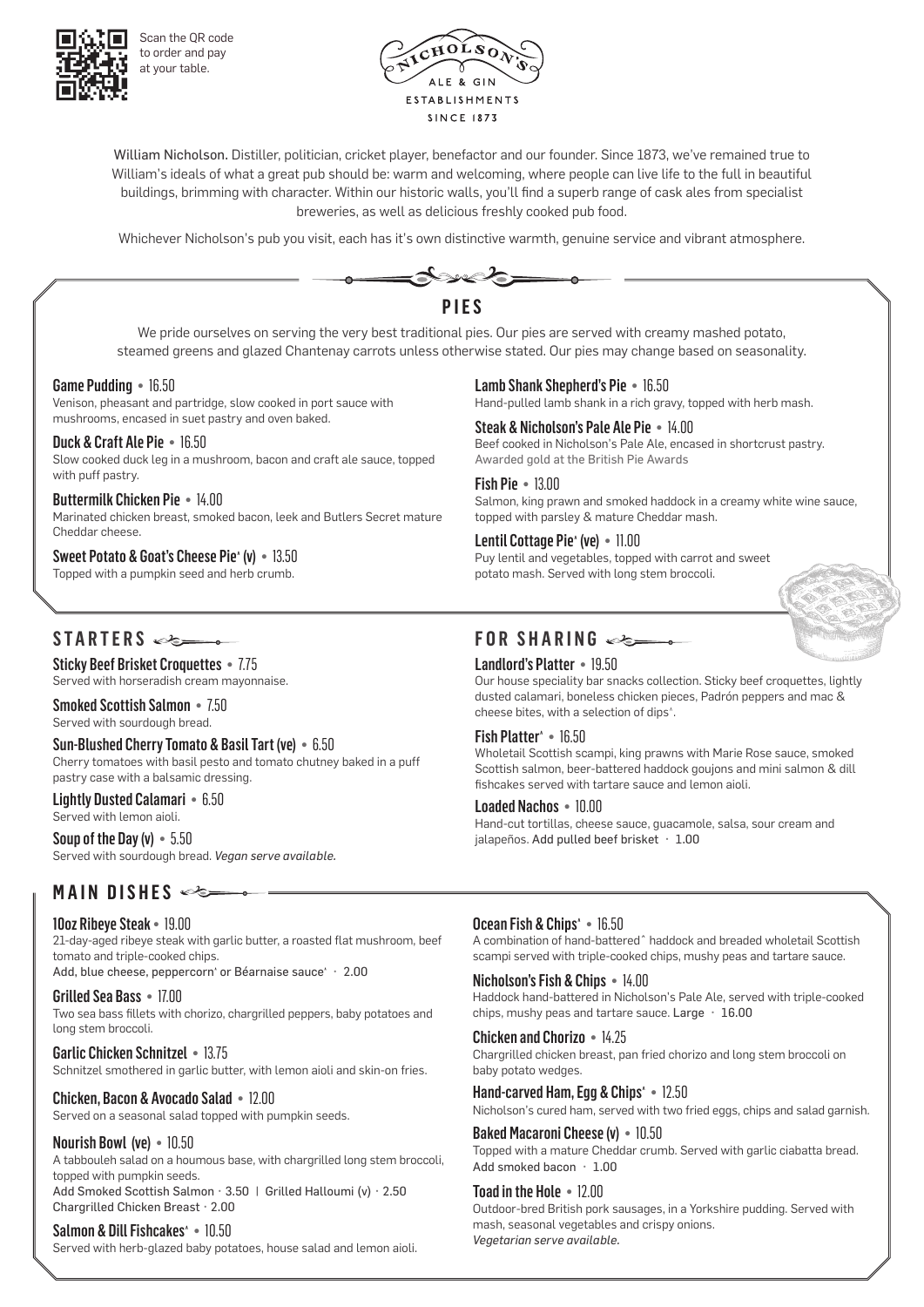Scan the QR code to order and pay at your table.

NICHOLSON'S
ALE & GIN
ESTABLISHMENTS
SINCE 1873

William Nicholson. Distiller, politician, cricket player, benefactor and our founder. Since 1873, we've remained true to William's ideals of what a great pub should be: warm and welcoming, where people can live life to the full in beautiful buildings, brimming with character. Within our historic walls, you'll find a superb range of cask ales from specialist breweries, as well as delicious freshly cooked pub food.

Whichever Nicholson's pub you visit, each has it's own distinctive warmth, genuine service and vibrant atmosphere.

## PIES

We pride ourselves on serving the very best traditional pies. Our pies are served with creamy mashed potato, steamed greens and glazed Chantenay carrots unless otherwise stated. Our pies may change based on seasonality.

**Game Pudding** • 16.50
Venison, pheasant and partridge, slow cooked in port sauce with mushrooms, encased in suet pastry and oven baked.

**Duck & Craft Ale Pie** • 16.50
Slow cooked duck leg in a mushroom, bacon and craft ale sauce, topped with puff pastry.

**Buttermilk Chicken Pie** • 14.00
Marinated chicken breast, smoked bacon, leek and Butlers Secret mature Cheddar cheese.

**Sweet Potato & Goat's Cheese Pie˄ (v)** • 13.50
Topped with a pumpkin seed and herb crumb.

**Lamb Shank Shepherd's Pie** • 16.50
Hand-pulled lamb shank in a rich gravy, topped with herb mash.

**Steak & Nicholson's Pale Ale Pie** • 14.00
Beef cooked in Nicholson's Pale Ale, encased in shortcrust pastry.
Awarded gold at the British Pie Awards

**Fish Pie** • 13.00
Salmon, king prawn and smoked haddock in a creamy white wine sauce, topped with parsley & mature Cheddar mash.

**Lentil Cottage Pie˄ (ve)** • 11.00
Puy lentil and vegetables, topped with carrot and sweet potato mash. Served with long stem broccoli.

## STARTERS

**Sticky Beef Brisket Croquettes** • 7.75
Served with horseradish cream mayonnaise.

**Smoked Scottish Salmon** • 7.50
Served with sourdough bread.

**Sun-Blushed Cherry Tomato & Basil Tart (ve)** • 6.50
Cherry tomatoes with basil pesto and tomato chutney baked in a puff pastry case with a balsamic dressing.

**Lightly Dusted Calamari** • 6.50
Served with lemon aioli.

**Soup of the Day (v)** • 5.50
Served with sourdough bread. *Vegan serve available.*

## FOR SHARING

**Landlord's Platter** • 19.50
Our house speciality bar snacks collection. Sticky beef croquettes, lightly dusted calamari, boneless chicken pieces, Padrón peppers and mac & cheese bites, with a selection of dips˄.

**Fish Platter˄** • 16.50
Wholetail Scottish scampi, king prawns with Marie Rose sauce, smoked Scottish salmon, beer-battered haddock goujons and mini salmon & dill fishcakes served with tartare sauce and lemon aioli.

**Loaded Nachos** • 10.00
Hand-cut tortillas, cheese sauce, guacamole, salsa, sour cream and jalapeños. Add pulled beef brisket · 1.00

## MAIN DISHES

**10oz Ribeye Steak** • 19.00
21-day-aged ribeye steak with garlic butter, a roasted flat mushroom, beef tomato and triple-cooked chips.
Add, blue cheese, peppercorn˄ or Béarnaise sauce˄ · 2.00

**Grilled Sea Bass** • 17.00
Two sea bass fillets with chorizo, chargrilled peppers, baby potatoes and long stem broccoli.

**Garlic Chicken Schnitzel** • 13.75
Schnitzel smothered in garlic butter, with lemon aioli and skin-on fries.

**Chicken, Bacon & Avocado Salad** • 12.00
Served on a seasonal salad topped with pumpkin seeds.

**Nourish Bowl (ve)** • 10.50
A tabbouleh salad on a houmous base, with chargrilled long stem broccoli, topped with pumpkin seeds.
Add Smoked Scottish Salmon · 3.50 | Grilled Halloumi (v) · 2.50
Chargrilled Chicken Breast · 2.00

**Salmon & Dill Fishcakes˄** • 10.50
Served with herb-glazed baby potatoes, house salad and lemon aioli.

**Ocean Fish & Chips˄** • 16.50
A combination of hand-battered˄ haddock and breaded wholetail Scottish scampi served with triple-cooked chips, mushy peas and tartare sauce.

**Nicholson's Fish & Chips** • 14.00
Haddock hand-battered in Nicholson's Pale Ale, served with triple-cooked chips, mushy peas and tartare sauce. Large · 16.00

**Chicken and Chorizo** • 14.25
Chargrilled chicken breast, pan fried chorizo and long stem broccoli on baby potato wedges.

**Hand-carved Ham, Egg & Chips˄** • 12.50
Nicholson's cured ham, served with two fried eggs, chips and salad garnish.

**Baked Macaroni Cheese (v)** • 10.50
Topped with a mature Cheddar crumb. Served with garlic ciabatta bread.
Add smoked bacon · 1.00

**Toad in the Hole** • 12.00
Outdoor-bred British pork sausages, in a Yorkshire pudding. Served with mash, seasonal vegetables and crispy onions.
*Vegetarian serve available.*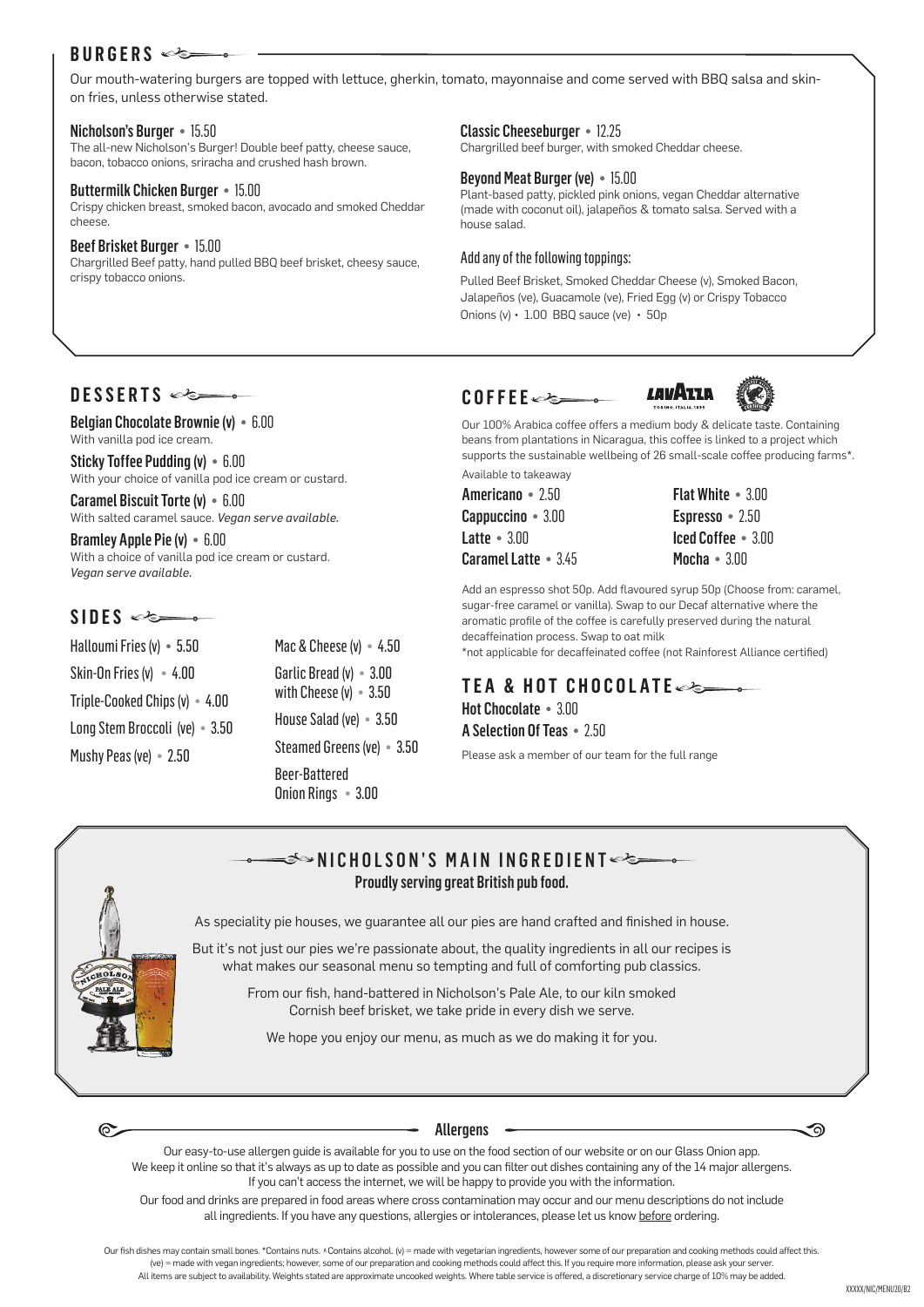## BURGERS

Our mouth-watering burgers are topped with lettuce, gherkin, tomato, mayonnaise and come served with BBQ salsa and skin-on fries, unless otherwise stated.

**Nicholson's Burger** • 15.50
The all-new Nicholson's Burger! Double beef patty, cheese sauce, bacon, tobacco onions, sriracha and crushed hash brown.

**Buttermilk Chicken Burger** • 15.00
Crispy chicken breast, smoked bacon, avocado and smoked Cheddar cheese.

**Beef Brisket Burger** • 15.00
Chargrilled Beef patty, hand pulled BBQ beef brisket, cheesy sauce, crispy tobacco onions.

**Classic Cheeseburger** • 12.25
Chargrilled beef burger, with smoked Cheddar cheese.

**Beyond Meat Burger (ve)** • 15.00
Plant-based patty, pickled pink onions, vegan Cheddar alternative (made with coconut oil), jalapeños & tomato salsa. Served with a house salad.

Add any of the following toppings:

Pulled Beef Brisket, Smoked Cheddar Cheese (v), Smoked Bacon, Jalapeños (ve), Guacamole (ve), Fried Egg (v) or Crispy Tobacco Onions (v) • 1.00 BBQ sauce (ve) • 50p

## DESSERTS

**Belgian Chocolate Brownie (v)** • 6.00
With vanilla pod ice cream.

**Sticky Toffee Pudding (v)** • 6.00
With your choice of vanilla pod ice cream or custard.

**Caramel Biscuit Torte (v)** • 6.00
With salted caramel sauce. *Vegan serve available.*

**Bramley Apple Pie (v)** • 6.00
With a choice of vanilla pod ice cream or custard.
*Vegan serve available.*

## SIDES

- Halloumi Fries (v) • 5.50
- Skin-On Fries (v) • 4.00
- Triple-Cooked Chips (v) • 4.00
- Long Stem Broccoli (ve) • 3.50
- Mushy Peas (ve) • 2.50
- Mac & Cheese (v) • 4.50
- Garlic Bread (v) • 3.00 with Cheese (v) • 3.50
- House Salad (ve) • 3.50
- Steamed Greens (ve) • 3.50
- Beer-Battered Onion Rings • 3.00

## COFFEE

Our 100% Arabica coffee offers a medium body & delicate taste. Containing beans from plantations in Nicaragua, this coffee is linked to a project which supports the sustainable wellbeing of 26 small-scale coffee producing farms*.

Available to takeaway

- **Americano** • 2.50
- **Cappuccino** • 3.00
- **Latte** • 3.00
- **Caramel Latte** • 3.45
- **Flat White** • 3.00
- **Espresso** • 2.50
- **Iced Coffee** • 3.00
- **Mocha** • 3.00

Add an espresso shot 50p. Add flavoured syrup 50p (Choose from: caramel, sugar-free caramel or vanilla). Swap to our Decaf alternative where the aromatic profile of the coffee is carefully preserved during the natural decaffeination process. Swap to oat milk
*not applicable for decaffeinated coffee (not Rainforest Alliance certified)

## TEA & HOT CHOCOLATE

**Hot Chocolate** • 3.00
**A Selection Of Teas** • 2.50

Please ask a member of our team for the full range

## NICHOLSON'S MAIN INGREDIENT

**Proudly serving great British pub food.**

As speciality pie houses, we guarantee all our pies are hand crafted and finished in house.

But it's not just our pies we're passionate about, the quality ingredients in all our recipes is what makes our seasonal menu so tempting and full of comforting pub classics.

From our fish, hand-battered in Nicholson's Pale Ale, to our kiln smoked Cornish beef brisket, we take pride in every dish we serve.

We hope you enjoy our menu, as much as we do making it for you.

## Allergens

Our easy-to-use allergen guide is available for you to use on the food section of our website or on our Glass Onion app. We keep it online so that it's always as up to date as possible and you can filter out dishes containing any of the 14 major allergens. If you can't access the internet, we will be happy to provide you with the information.

Our food and drinks are prepared in food areas where cross contamination may occur and our menu descriptions do not include all ingredients. If you have any questions, allergies or intolerances, please let us know before ordering.

Our fish dishes may contain small bones. *Contains nuts. ^Contains alcohol. (v) = made with vegetarian ingredients, however some of our preparation and cooking methods could affect this. (ve) = made with vegan ingredients; however, some of our preparation and cooking methods could affect this. If you require more information, please ask your server. All items are subject to availability. Weights stated are approximate uncooked weights. Where table service is offered, a discretionary service charge of 10% may be added.

XXXXX/NIC/MENU20/B2